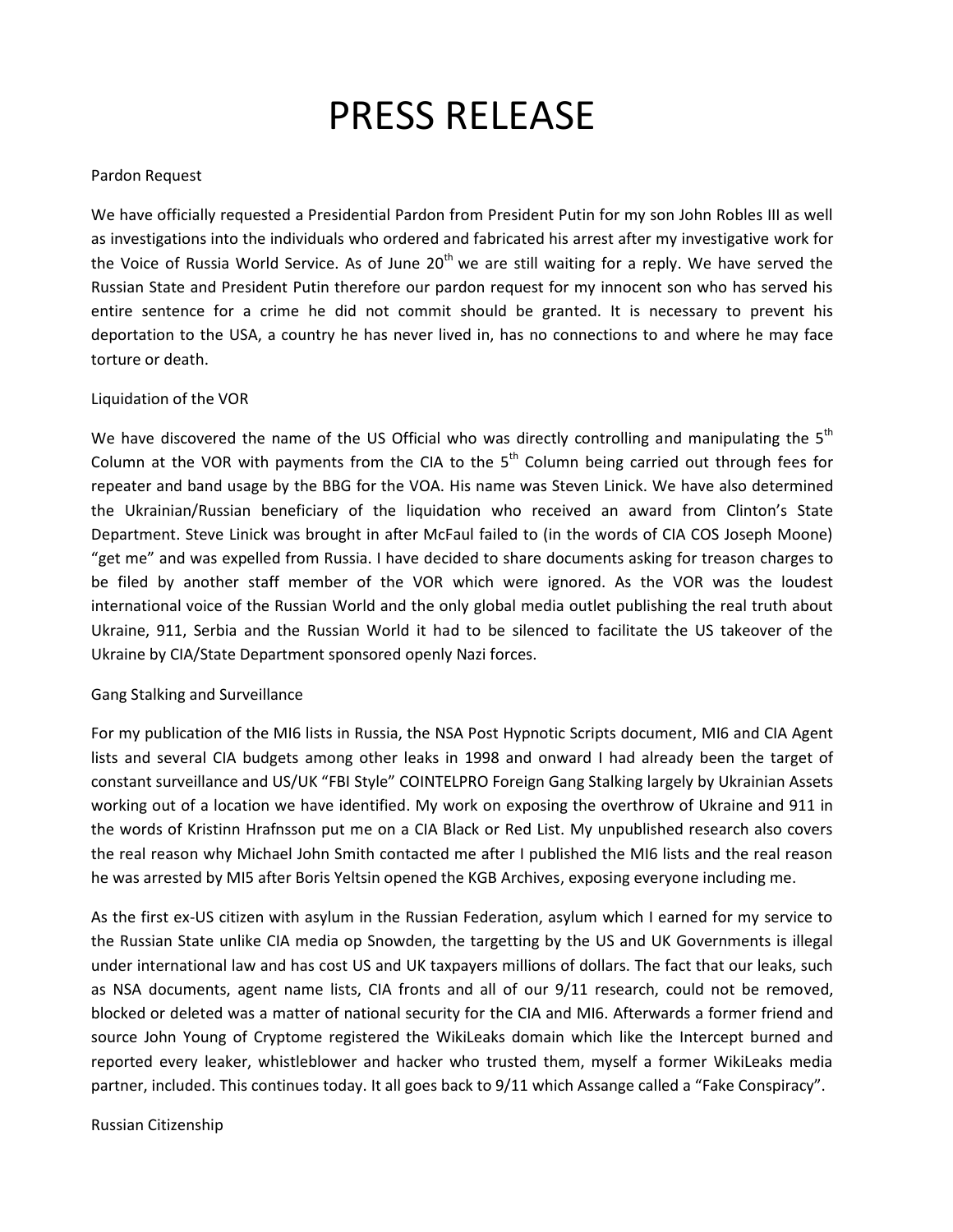# PRESS RELEASE

## Pardon Request

We have officially requested a Presidential Pardon from President Putin for my son John Robles III as well as investigations into the individuals who ordered and fabricated his arrest after my investigative work for the Voice of Russia World Service. As of June 20th we are still waiting for a reply. We have served the Russian State and President Putin therefore our pardon request for my innocent son who has served his entire sentence for a crime he did not commit should be granted. It is necessary to prevent his deportation to the USA, a country he has never lived in, has no connections to and where he may face torture or death.

## Liquidation of the VOR

We have discovered the name of the US Official who was directly controlling and manipulating the 5th Column at the VOR with payments from the CIA to the 5th Column being carried out through fees for repeater and band usage by the BBG for the VOA. His name was Steven Linick. We have also determined the Ukrainian/Russian beneficiary of the liquidation who received an award from Clinton's State Department. Steve Linick was brought in after McFaul failed to (in the words of CIA COS Joseph Moone) "get me" and was expelled from Russia. I have decided to share documents asking for treason charges to be filed by another staff member of the VOR which were ignored. As the VOR was the loudest international voice of the Russian World and the only global media outlet publishing the real truth about Ukraine, 911, Serbia and the Russian World it had to be silenced to facilitate the US takeover of the Ukraine by CIA/State Department sponsored openly Nazi forces.

## Gang Stalking and Surveillance

For my publication of the MI6 lists in Russia, the NSA Post Hypnotic Scripts document, MI6 and CIA Agent lists and several CIA budgets among other leaks in 1998 and onward I had already been the target of constant surveillance and US/UK "FBI Style" COINTELPRO Foreign Gang Stalking largely by Ukrainian Assets working out of a location we have identified. My work on exposing the overthrow of Ukraine and 911 in the words of Kristinn Hrafnsson put me on a CIA Black or Red List. My unpublished research also covers the real reason why Michael John Smith contacted me after I published the MI6 lists and the real reason he was arrested by MI5 after Boris Yeltsin opened the KGB Archives, exposing everyone including me.

As the first ex-US citizen with asylum in the Russian Federation, asylum which I earned for my service to the Russian State unlike CIA media op Snowden, the targetting by the US and UK Governments is illegal under international law and has cost US and UK taxpayers millions of dollars. The fact that our leaks, such as NSA documents, agent name lists, CIA fronts and all of our 9/11 research, could not be removed, blocked or deleted was a matter of national security for the CIA and MI6. Afterwards a former friend and source John Young of Cryptome registered the WikiLeaks domain which like the Intercept burned and reported every leaker, whistleblower and hacker who trusted them, myself a former WikiLeaks media partner, included. This continues today. It all goes back to 9/11 which Assange called a "Fake Conspiracy".

## Russian Citizenship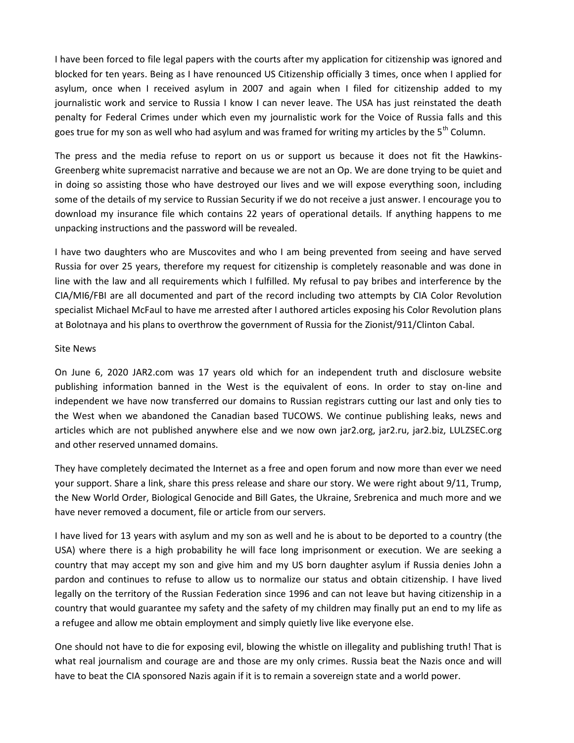I have been forced to file legal papers with the courts after my application for citizenship was ignored and blocked for ten years. Being as I have renounced US Citizenship officially 3 times, once when I applied for asylum, once when I received asylum in 2007 and again when I filed for citizenship added to my journalistic work and service to Russia I know I can never leave. The USA has just reinstated the death penalty for Federal Crimes under which even my journalistic work for the Voice of Russia falls and this goes true for my son as well who had asylum and was framed for writing my articles by the 5th Column.

The press and the media refuse to report on us or support us because it does not fit the Hawkins-Greenberg white supremacist narrative and because we are not an Op. We are done trying to be quiet and in doing so assisting those who have destroyed our lives and we will expose everything soon, including some of the details of my service to Russian Security if we do not receive a just answer. I encourage you to download my insurance file which contains 22 years of operational details. If anything happens to me unpacking instructions and the password will be revealed.

I have two daughters who are Muscovites and who I am being prevented from seeing and have served Russia for over 25 years, therefore my request for citizenship is completely reasonable and was done in line with the law and all requirements which I fulfilled. My refusal to pay bribes and interference by the CIA/MI6/FBI are all documented and part of the record including two attempts by CIA Color Revolution specialist Michael McFaul to have me arrested after I authored articles exposing his Color Revolution plans at Bolotnaya and his plans to overthrow the government of Russia for the Zionist/911/Clinton Cabal.

Site News

On June 6, 2020 JAR2.com was 17 years old which for an independent truth and disclosure website publishing information banned in the West is the equivalent of eons. In order to stay on-line and independent we have now transferred our domains to Russian registrars cutting our last and only ties to the West when we abandoned the Canadian based TUCOWS. We continue publishing leaks, news and articles which are not published anywhere else and we now own jar2.org, jar2.ru, jar2.biz, LULZSEC.org and other reserved unnamed domains.

They have completely decimated the Internet as a free and open forum and now more than ever we need your support. Share a link, share this press release and share our story. We were right about 9/11, Trump, the New World Order, Biological Genocide and Bill Gates, the Ukraine, Srebrenica and much more and we have never removed a document, file or article from our servers.

I have lived for 13 years with asylum and my son as well and he is about to be deported to a country (the USA) where there is a high probability he will face long imprisonment or execution. We are seeking a country that may accept my son and give him and my US born daughter asylum if Russia denies John a pardon and continues to refuse to allow us to normalize our status and obtain citizenship. I have lived legally on the territory of the Russian Federation since 1996 and can not leave but having citizenship in a country that would guarantee my safety and the safety of my children may finally put an end to my life as a refugee and allow me obtain employment and simply quietly live like everyone else.

One should not have to die for exposing evil, blowing the whistle on illegality and publishing truth! That is what real journalism and courage are and those are my only crimes. Russia beat the Nazis once and will have to beat the CIA sponsored Nazis again if it is to remain a sovereign state and a world power.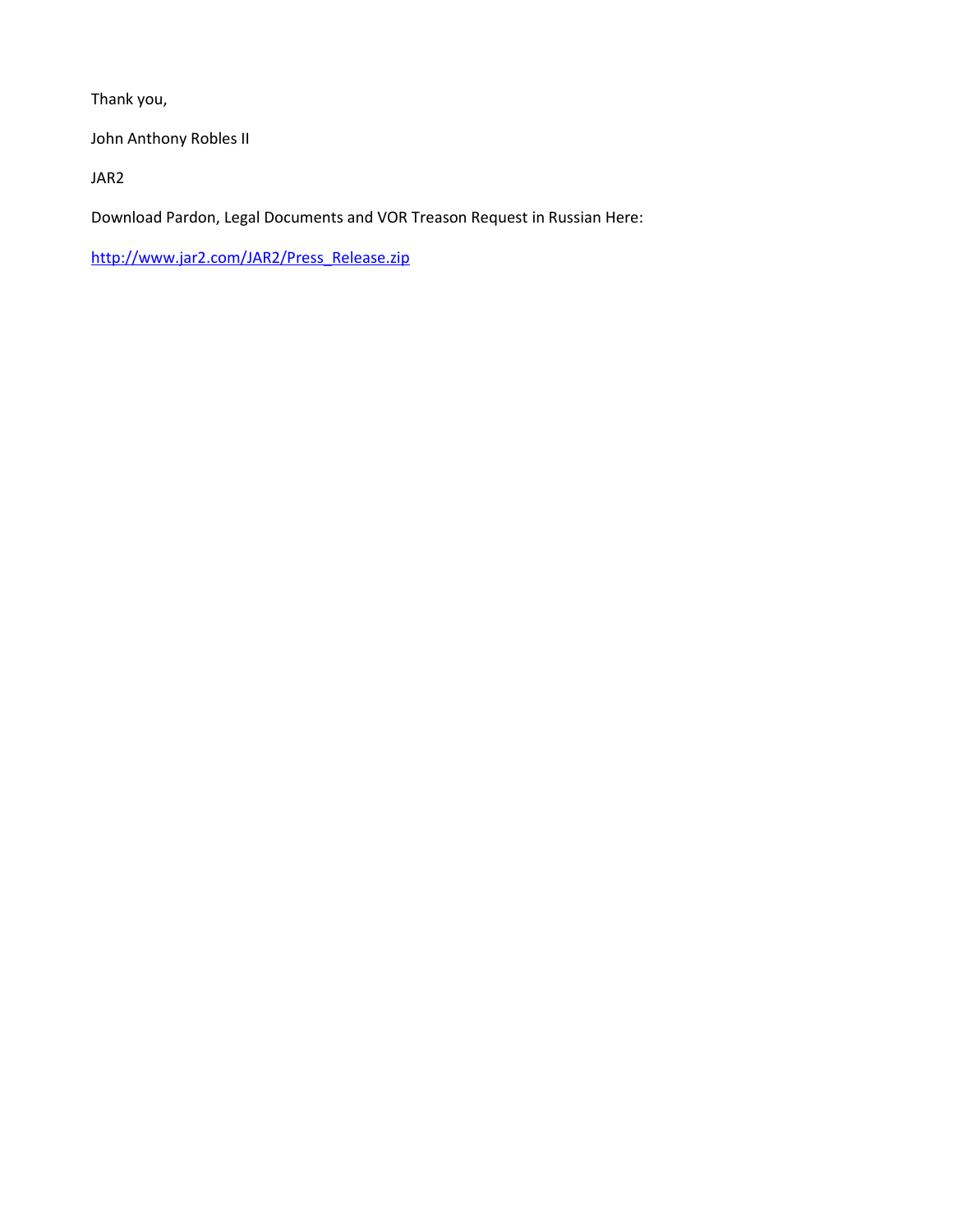Thank you,

John Anthony Robles II

JAR2

Download Pardon, Legal Documents and VOR Treason Request in Russian Here:

http://www.jar2.com/JAR2/Press_Release.zip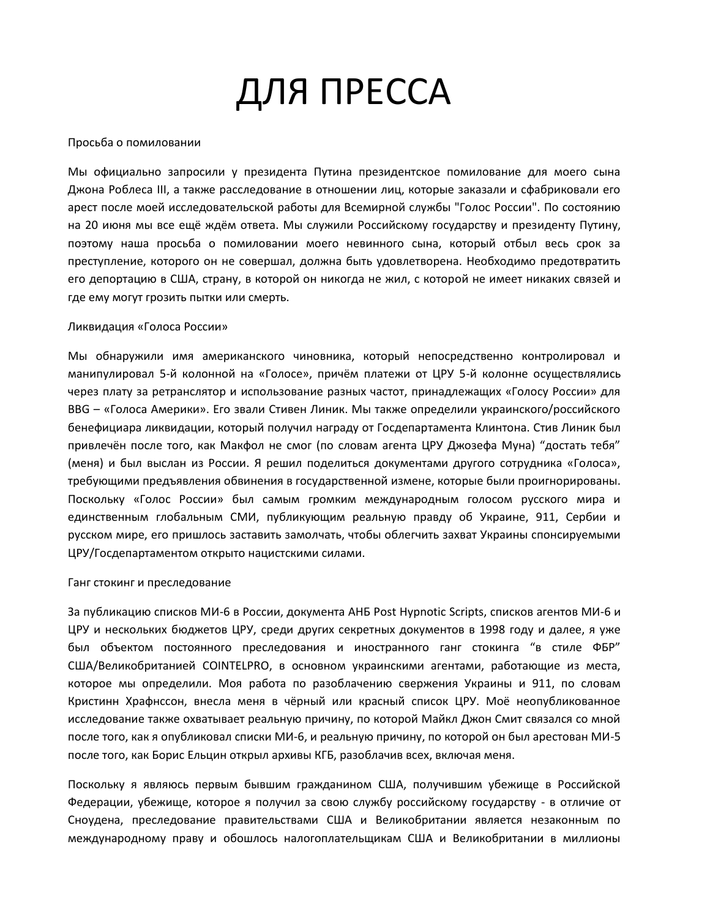# ДЛЯ ПРЕССА

Просьба о помиловании

Мы официально запросили у президента Путина президентское помилование для моего сына Джона Роблеса III, а также расследование в отношении лиц, которые заказали и сфабриковали его арест после моей исследовательской работы для Всемирной службы "Голос России". По состоянию на 20 июня мы все ещё ждём ответа. Мы служили Российскому государству и президенту Путину, поэтому наша просьба о помиловании моего невинного сына, который отбыл весь срок за преступление, которого он не совершал, должна быть удовлетворена. Необходимо предотвратить его депортацию в США, страну, в которой он никогда не жил, с которой не имеет никаких связей и где ему могут грозить пытки или смерть.

Ликвидация «Голоса России»

Мы обнаружили имя американского чиновника, который непосредственно контролировал и манипулировал 5-й колонной на «Голосе», причём платежи от ЦРУ 5-й колонне осуществлялись через плату за ретранслятор и использование разных частот, принадлежащих «Голосу России» для BBG – «Голоса Америки». Его звали Стивен Линик. Мы также определили украинского/российского бенефициара ликвидации, который получил награду от Госдепартамента Клинтона. Стив Линик был привлечён после того, как Макфол не смог (по словам агента ЦРУ Джозефа Муна) “достать тебя” (меня) и был выслан из России. Я решил поделиться документами другого сотрудника «Голоса», требующими предъявления обвинения в государственной измене, которые были проигнорированы. Поскольку «Голос России» был самым громким международным голосом русского мира и единственным глобальным СМИ, публикующим реальную правду об Украине, 911, Сербии и русском мире, его пришлось заставить замолчать, чтобы облегчить захват Украины спонсируемыми ЦРУ/Госдепартаментом открыто нацистскими силами.

Ганг стокинг и преследование

За публикацию списков МИ-6 в России, документа АНБ Post Hypnotic Scripts, списков агентов МИ-6 и ЦРУ и нескольких бюджетов ЦРУ, среди других секретных документов в 1998 году и далее, я уже был объектом постоянного преследования и иностранного ганг стокинга “в стиле ФБР” США/Великобританией COINTELPRO, в основном украинскими агентами, работающие из места, которое мы определили. Моя работа по разоблачению свержения Украины и 911, по словам Кристинн Храфнссон, внесла меня в чёрный или красный список ЦРУ. Моё неопубликованное исследование также охватывает реальную причину, по которой Майкл Джон Смит связался со мной после того, как я опубликовал списки МИ-6, и реальную причину, по которой он был арестован МИ-5 после того, как Борис Ельцин открыл архивы КГБ, разоблачив всех, включая меня.

Поскольку я являюсь первым бывшим гражданином США, получившим убежище в Российской Федерации, убежище, которое я получил за свою службу российскому государству - в отличие от Сноудена, преследование правительствами США и Великобритании является незаконным по международному праву и обошлось налогоплательщикам США и Великобритании в миллионы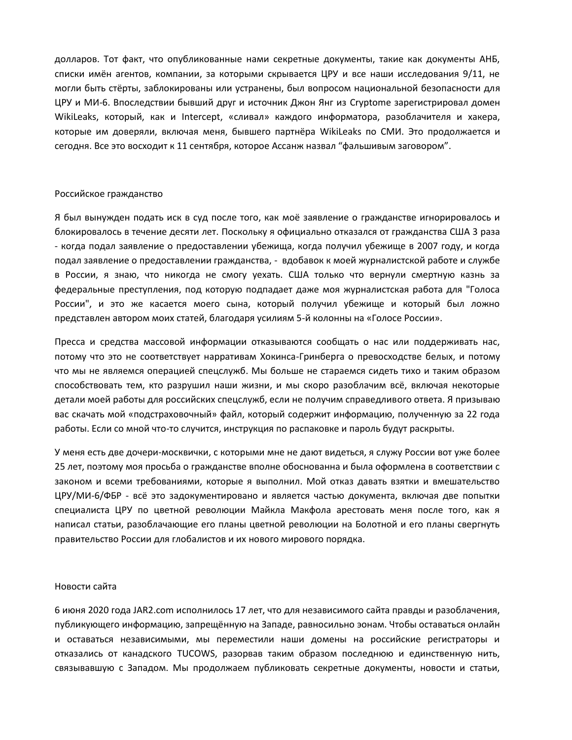долларов. Тот факт, что опубликованные нами секретные документы, такие как документы АНБ, списки имён агентов, компании, за которыми скрывается ЦРУ и все наши исследования 9/11, не могли быть стёрты, заблокированы или устранены, был вопросом национальной безопасности для ЦРУ и МИ-6. Впоследствии бывший друг и источник Джон Янг из Cryptome зарегистрировал домен WikiLeaks, который, как и Intercept, «сливал» каждого информатора, разоблачителя и хакера, которые им доверяли, включая меня, бывшего партнёра WikiLeaks по СМИ. Это продолжается и сегодня. Все это восходит к 11 сентября, которое Ассанж назвал “фальшивым заговором”.

## Российское гражданство

Я был вынужден подать иск в суд после того, как моё заявление о гражданстве игнорировалось и блокировалось в течение десяти лет. Поскольку я официально отказался от гражданства США 3 раза - когда подал заявление о предоставлении убежища, когда получил убежище в 2007 году, и когда подал заявление о предоставлении гражданства, - вдобавок к моей журналистской работе и службе в России, я знаю, что никогда не смогу уехать. США только что вернули смертную казнь за федеральные преступления, под которую подпадает даже моя журналистская работа для "Голоса России", и это же касается моего сына, который получил убежище и который был ложно представлен автором моих статей, благодаря усилиям 5-й колонны на «Голосе России».

Пресса и средства массовой информации отказываются сообщать о нас или поддерживать нас, потому что это не соответствует нарративам Хокинса-Гринберга о превосходстве белых, и потому что мы не являемся операцией спецслужб. Мы больше не стараемся сидеть тихо и таким образом способствовать тем, кто разрушил наши жизни, и мы скоро разоблачим всё, включая некоторые детали моей работы для российских спецслужб, если не получим справедливого ответа. Я призываю вас скачать мой «подстраховочный» файл, который содержит информацию, полученную за 22 года работы. Если со мной что-то случится, инструкция по распаковке и пароль будут раскрыты.

У меня есть две дочери-москвички, с которыми мне не дают видеться, я служу России вот уже более 25 лет, поэтому моя просьба о гражданстве вполне обоснованна и была оформлена в соответствии с законом и всеми требованиями, которые я выполнил. Мой отказ давать взятки и вмешательство ЦРУ/МИ-6/ФБР - всё это задокументировано и является частью документа, включая две попытки специалиста ЦРУ по цветной революции Майкла Макфола арестовать меня после того, как я написал статьи, разоблачающие его планы цветной революции на Болотной и его планы свергнуть правительство России для глобалистов и их нового мирового порядка.

## Новости сайта

6 июня 2020 года JAR2.com исполнилось 17 лет, что для независимого сайта правды и разоблачения, публикующего информацию, запрещённую на Западе, равносильно эонам. Чтобы оставаться онлайн и оставаться независимыми, мы переместили наши домены на российские регистраторы и отказались от канадского TUCOWS, разорвав таким образом последнюю и единственную нить, связывавшую с Западом. Мы продолжаем публиковать секретные документы, новости и статьи,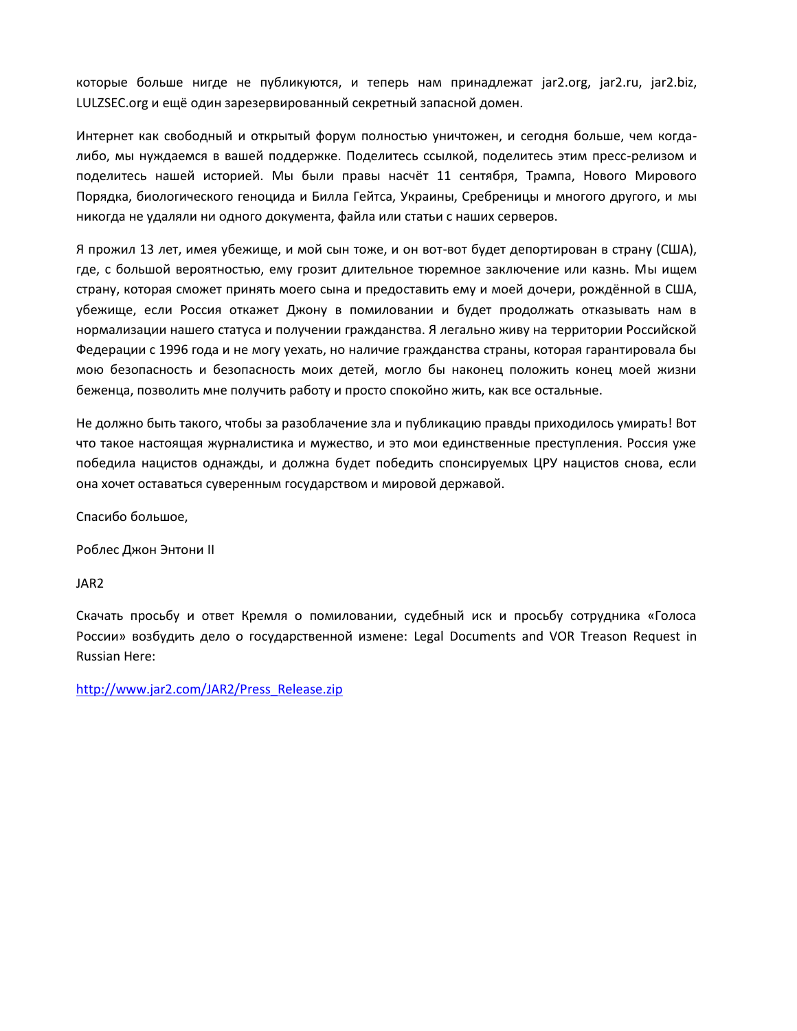которые больше нигде не публикуются, и теперь нам принадлежат jar2.org, jar2.ru, jar2.biz, LULZSEC.org и ещё один зарезервированный секретный запасной домен.

Интернет как свободный и открытый форум полностью уничтожен, и сегодня больше, чем когда-либо, мы нуждаемся в вашей поддержке. Поделитесь ссылкой, поделитесь этим пресс-релизом и поделитесь нашей историей. Мы были правы насчёт 11 сентября, Трампа, Нового Мирового Порядка, биологического геноцида и Билла Гейтса, Украины, Сребреницы и многого другого, и мы никогда не удаляли ни одного документа, файла или статьи с наших серверов.

Я прожил 13 лет, имея убежище, и мой сын тоже, и он вот-вот будет депортирован в страну (США), где, с большой вероятностью, ему грозит длительное тюремное заключение или казнь. Мы ищем страну, которая сможет принять моего сына и предоставить ему и моей дочери, рождённой в США, убежище, если Россия откажет Джону в помиловании и будет продолжать отказывать нам в нормализации нашего статуса и получении гражданства. Я легально живу на территории Российской Федерации с 1996 года и не могу уехать, но наличие гражданства страны, которая гарантировала бы мою безопасность и безопасность моих детей, могло бы наконец положить конец моей жизни беженца, позволить мне получить работу и просто спокойно жить, как все остальные.

Не должно быть такого, чтобы за разоблачение зла и публикацию правды приходилось умирать! Вот что такое настоящая журналистика и мужество, и это мои единственные преступления. Россия уже победила нацистов однажды, и должна будет победить спонсируемых ЦРУ нацистов снова, если она хочет оставаться суверенным государством и мировой державой.

Спасибо большое,

Роблес Джон Энтони II

JAR2

Скачать просьбу и ответ Кремля о помиловании, судебный иск и просьбу сотрудника «Голоса России» возбудить дело о государственной измене: Legal Documents and VOR Treason Request in Russian Here:

http://www.jar2.com/JAR2/Press_Release.zip